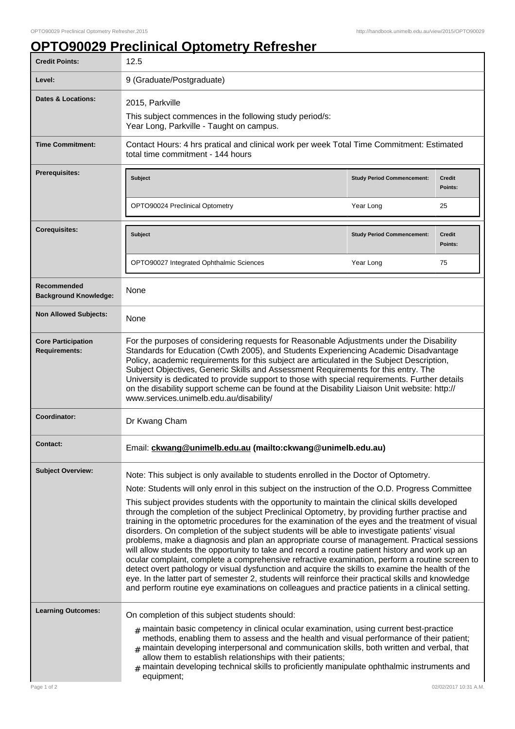# OPTO90029 Preclinical Optometry Refresher

| Credit Points: | 12.5 |
|---|---|
| Level: | 9 (Graduate/Postgraduate) |
| Dates & Locations: | 2015, Parkville<br>This subject commences in the following study period/s:<br>Year Long, Parkville - Taught on campus. |
| Time Commitment: | Contact Hours: 4 hrs pratical and clinical work per week Total Time Commitment: Estimated total time commitment - 144 hours |
| Prerequisites: | Subject: OPTO90024 Preclinical Optometry; Study Period Commencement: Year Long; Credit Points: 25 |
| Corequisites: | Subject: OPTO90027 Integrated Ophthalmic Sciences; Study Period Commencement: Year Long; Credit Points: 75 |
| Recommended Background Knowledge: | None |
| Non Allowed Subjects: | None |
| Core Participation Requirements: | For the purposes of considering requests for Reasonable Adjustments under the Disability Standards for Education (Cwth 2005), and Students Experiencing Academic Disadvantage Policy, academic requirements for this subject are articulated in the Subject Description, Subject Objectives, Generic Skills and Assessment Requirements for this entry. The University is dedicated to provide support to those with special requirements. Further details on the disability support scheme can be found at the Disability Liaison Unit website: http://www.services.unimelb.edu.au/disability/ |
| Coordinator: | Dr Kwang Cham |
| Contact: | Email: **ckwang@unimelb.edu.au (mailto:ckwang@unimelb.edu.au)** |

**Subject Overview:**

Note: This subject is only available to students enrolled in the Doctor of Optometry.

Note: Students will only enrol in this subject on the instruction of the O.D. Progress Committee

This subject provides students with the opportunity to maintain the clinical skills developed through the completion of the subject Preclinical Optometry, by providing further practise and training in the optometric procedures for the examination of the eyes and the treatment of visual disorders. On completion of the subject students will be able to investigate patients' visual problems, make a diagnosis and plan an appropriate course of management. Practical sessions will allow students the opportunity to take and record a routine patient history and work up an ocular complaint, complete a comprehensive refractive examination, perform a routine screen to detect overt pathology or visual dysfunction and acquire the skills to examine the health of the eye. In the latter part of semester 2, students will reinforce their practical skills and knowledge and perform routine eye examinations on colleagues and practice patients in a clinical setting.

**Learning Outcomes:**

On completion of this subject students should:

- maintain basic competency in clinical ocular examination, using current best-practice methods, enabling them to assess and the health and visual performance of their patient;
- maintain developing interpersonal and communication skills, both written and verbal, that allow them to establish relationships with their patients;
- maintain developing technical skills to proficiently manipulate ophthalmic instruments and equipment;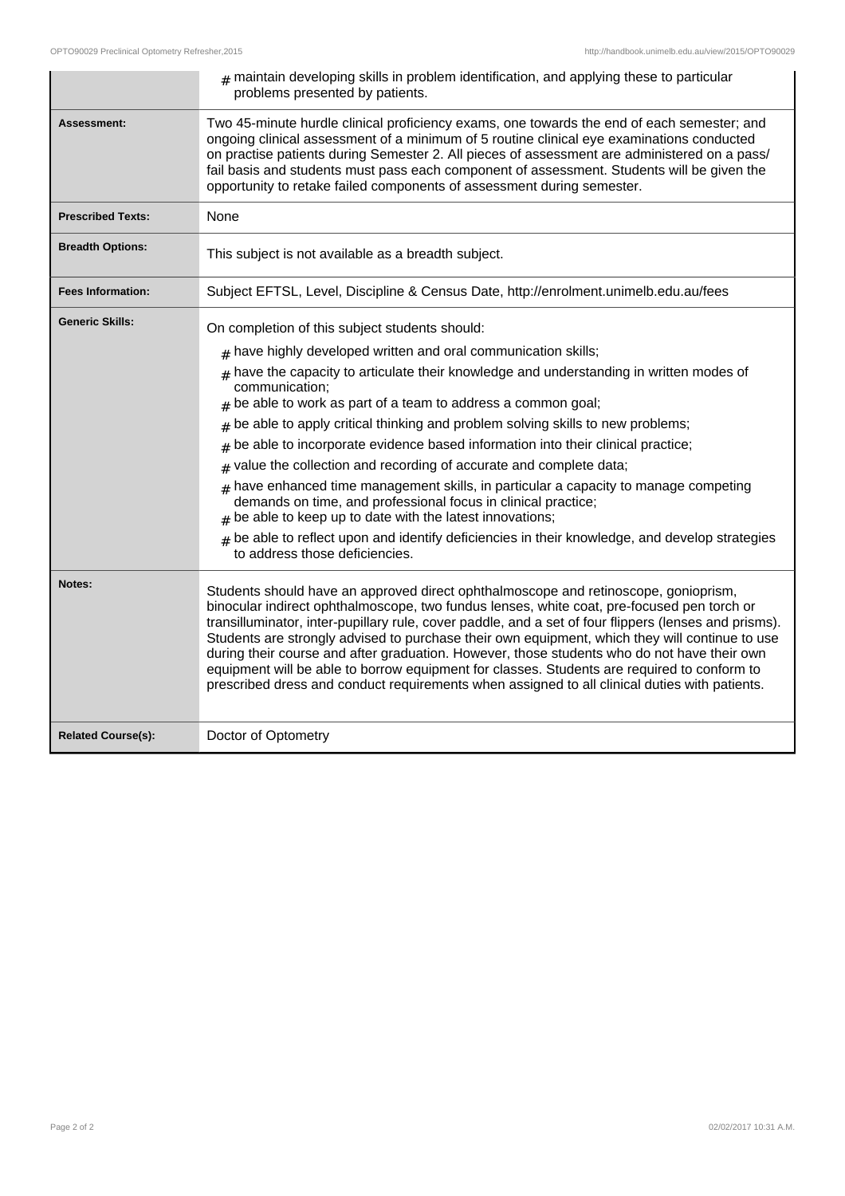| | |
|---|---|
| | # maintain developing skills in problem identification, and applying these to particular problems presented by patients. |
| **Assessment:** | Two 45-minute hurdle clinical proficiency exams, one towards the end of each semester; and ongoing clinical assessment of a minimum of 5 routine clinical eye examinations conducted on practise patients during Semester 2. All pieces of assessment are administered on a pass/fail basis and students must pass each component of assessment. Students will be given the opportunity to retake failed components of assessment during semester. |
| **Prescribed Texts:** | None |
| **Breadth Options:** | This subject is not available as a breadth subject. |
| **Fees Information:** | Subject EFTSL, Level, Discipline & Census Date, http://enrolment.unimelb.edu.au/fees |
| **Generic Skills:** | On completion of this subject students should: <br># have highly developed written and oral communication skills; <br># have the capacity to articulate their knowledge and understanding in written modes of communication; <br># be able to work as part of a team to address a common goal; <br># be able to apply critical thinking and problem solving skills to new problems; <br># be able to incorporate evidence based information into their clinical practice; <br># value the collection and recording of accurate and complete data; <br># have enhanced time management skills, in particular a capacity to manage competing demands on time, and professional focus in clinical practice; <br># be able to keep up to date with the latest innovations; <br># be able to reflect upon and identify deficiencies in their knowledge, and develop strategies to address those deficiencies. |
| **Notes:** | Students should have an approved direct ophthalmoscope and retinoscope, gonioprism, binocular indirect ophthalmoscope, two fundus lenses, white coat, pre-focused pen torch or transilluminator, inter-pupillary rule, cover paddle, and a set of four flippers (lenses and prisms). Students are strongly advised to purchase their own equipment, which they will continue to use during their course and after graduation. However, those students who do not have their own equipment will be able to borrow equipment for classes. Students are required to conform to prescribed dress and conduct requirements when assigned to all clinical duties with patients. |
| **Related Course(s):** | Doctor of Optometry |